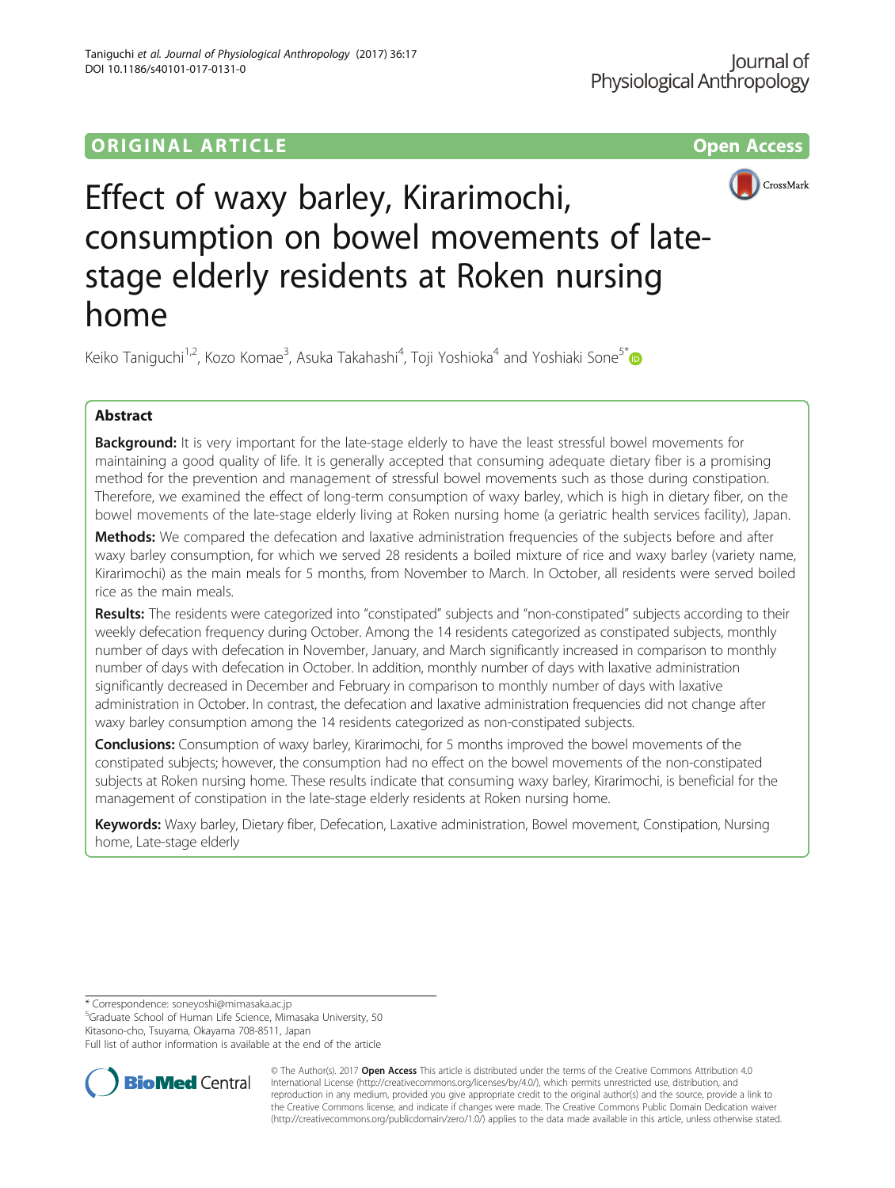ORIGINAL ARTICLE

Open Access

# Effect of waxy barley, Kirarimochi, consumption on bowel movements of late-stage elderly residents at Roken nursing home

Keiko Taniguchi[1,2], Kozo Komae[3], Asuka Takahashi[4], Toji Yoshioka[4] and Yoshiaki Sone[5]*

## Abstract

**Background:** It is very important for the late-stage elderly to have the least stressful bowel movements for maintaining a good quality of life. It is generally accepted that consuming adequate dietary fiber is a promising method for the prevention and management of stressful bowel movements such as those during constipation. Therefore, we examined the effect of long-term consumption of waxy barley, which is high in dietary fiber, on the bowel movements of the late-stage elderly living at Roken nursing home (a geriatric health services facility), Japan.

**Methods:** We compared the defecation and laxative administration frequencies of the subjects before and after waxy barley consumption, for which we served 28 residents a boiled mixture of rice and waxy barley (variety name, Kirarimochi) as the main meals for 5 months, from November to March. In October, all residents were served boiled rice as the main meals.

**Results:** The residents were categorized into "constipated" subjects and "non-constipated" subjects according to their weekly defecation frequency during October. Among the 14 residents categorized as constipated subjects, monthly number of days with defecation in November, January, and March significantly increased in comparison to monthly number of days with defecation in October. In addition, monthly number of days with laxative administration significantly decreased in December and February in comparison to monthly number of days with laxative administration in October. In contrast, the defecation and laxative administration frequencies did not change after waxy barley consumption among the 14 residents categorized as non-constipated subjects.

**Conclusions:** Consumption of waxy barley, Kirarimochi, for 5 months improved the bowel movements of the constipated subjects; however, the consumption had no effect on the bowel movements of the non-constipated subjects at Roken nursing home. These results indicate that consuming waxy barley, Kirarimochi, is beneficial for the management of constipation in the late-stage elderly residents at Roken nursing home.

**Keywords:** Waxy barley, Dietary fiber, Defecation, Laxative administration, Bowel movement, Constipation, Nursing home, Late-stage elderly

---

\* Correspondence: soneyoshi@mimasaka.ac.jp
[5]Graduate School of Human Life Science, Mimasaka University, 50 Kitasono-cho, Tsuyama, Okayama 708-8511, Japan
Full list of author information is available at the end of the article

© The Author(s). 2017 **Open Access** This article is distributed under the terms of the Creative Commons Attribution 4.0 International License (http://creativecommons.org/licenses/by/4.0/), which permits unrestricted use, distribution, and reproduction in any medium, provided you give appropriate credit to the original author(s) and the source, provide a link to the Creative Commons license, and indicate if changes were made. The Creative Commons Public Domain Dedication waiver (http://creativecommons.org/publicdomain/zero/1.0/) applies to the data made available in this article, unless otherwise stated.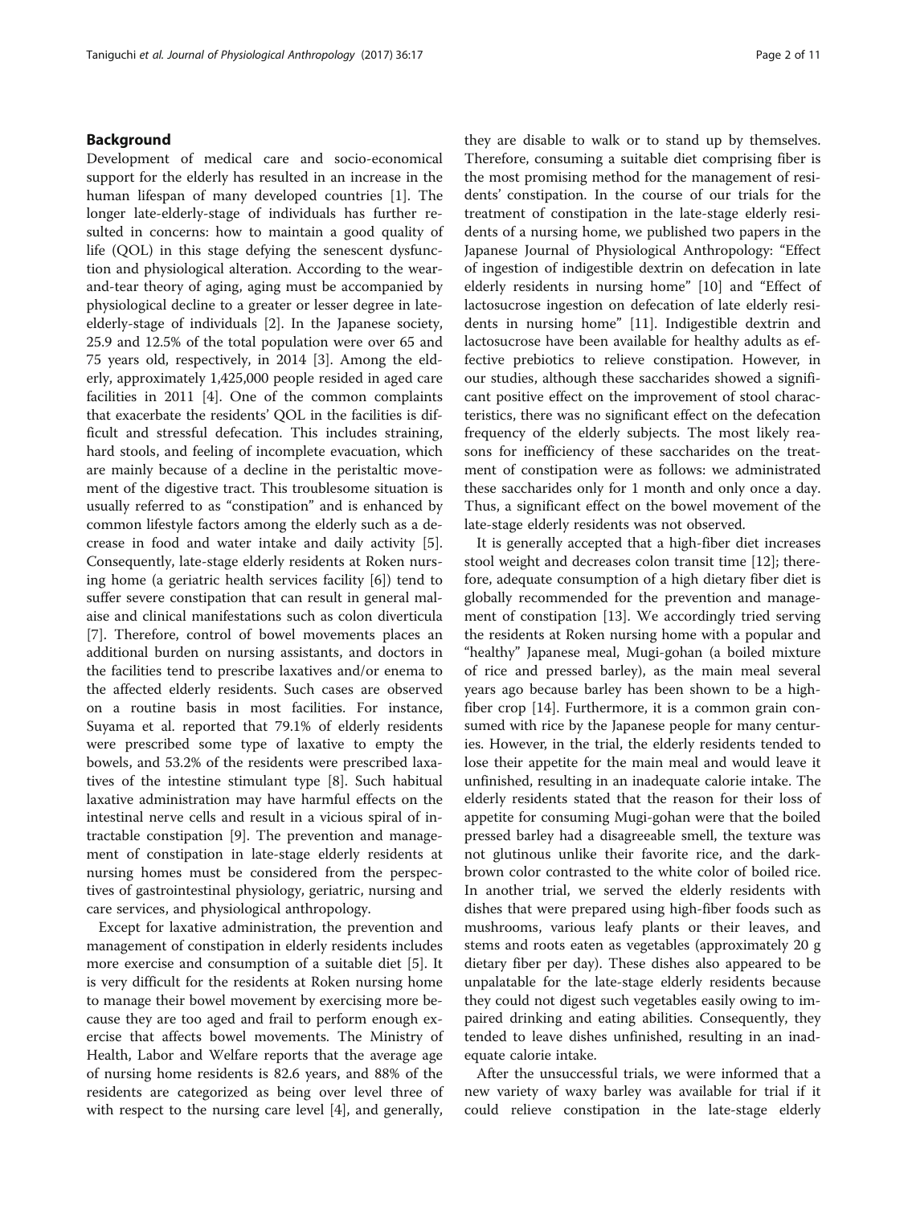## Background

Development of medical care and socio-economical support for the elderly has resulted in an increase in the human lifespan of many developed countries [1]. The longer late-elderly-stage of individuals has further resulted in concerns: how to maintain a good quality of life (QOL) in this stage defying the senescent dysfunction and physiological alteration. According to the wear-and-tear theory of aging, aging must be accompanied by physiological decline to a greater or lesser degree in late-elderly-stage of individuals [2]. In the Japanese society, 25.9 and 12.5% of the total population were over 65 and 75 years old, respectively, in 2014 [3]. Among the elderly, approximately 1,425,000 people resided in aged care facilities in 2011 [4]. One of the common complaints that exacerbate the residents' QOL in the facilities is difficult and stressful defecation. This includes straining, hard stools, and feeling of incomplete evacuation, which are mainly because of a decline in the peristaltic movement of the digestive tract. This troublesome situation is usually referred to as "constipation" and is enhanced by common lifestyle factors among the elderly such as a decrease in food and water intake and daily activity [5]. Consequently, late-stage elderly residents at Roken nursing home (a geriatric health services facility [6]) tend to suffer severe constipation that can result in general malaise and clinical manifestations such as colon diverticula [7]. Therefore, control of bowel movements places an additional burden on nursing assistants, and doctors in the facilities tend to prescribe laxatives and/or enema to the affected elderly residents. Such cases are observed on a routine basis in most facilities. For instance, Suyama et al. reported that 79.1% of elderly residents were prescribed some type of laxative to empty the bowels, and 53.2% of the residents were prescribed laxatives of the intestine stimulant type [8]. Such habitual laxative administration may have harmful effects on the intestinal nerve cells and result in a vicious spiral of intractable constipation [9]. The prevention and management of constipation in late-stage elderly residents at nursing homes must be considered from the perspectives of gastrointestinal physiology, geriatric, nursing and care services, and physiological anthropology.

Except for laxative administration, the prevention and management of constipation in elderly residents includes more exercise and consumption of a suitable diet [5]. It is very difficult for the residents at Roken nursing home to manage their bowel movement by exercising more because they are too aged and frail to perform enough exercise that affects bowel movements. The Ministry of Health, Labor and Welfare reports that the average age of nursing home residents is 82.6 years, and 88% of the residents are categorized as being over level three of with respect to the nursing care level [4], and generally, they are disable to walk or to stand up by themselves. Therefore, consuming a suitable diet comprising fiber is the most promising method for the management of residents' constipation. In the course of our trials for the treatment of constipation in the late-stage elderly residents of a nursing home, we published two papers in the Japanese Journal of Physiological Anthropology: "Effect of ingestion of indigestible dextrin on defecation in late elderly residents in nursing home" [10] and "Effect of lactosucrose ingestion on defecation of late elderly residents in nursing home" [11]. Indigestible dextrin and lactosucrose have been available for healthy adults as effective prebiotics to relieve constipation. However, in our studies, although these saccharides showed a significant positive effect on the improvement of stool characteristics, there was no significant effect on the defecation frequency of the elderly subjects. The most likely reasons for inefficiency of these saccharides on the treatment of constipation were as follows: we administrated these saccharides only for 1 month and only once a day. Thus, a significant effect on the bowel movement of the late-stage elderly residents was not observed.

It is generally accepted that a high-fiber diet increases stool weight and decreases colon transit time [12]; therefore, adequate consumption of a high dietary fiber diet is globally recommended for the prevention and management of constipation [13]. We accordingly tried serving the residents at Roken nursing home with a popular and "healthy" Japanese meal, Mugi-gohan (a boiled mixture of rice and pressed barley), as the main meal several years ago because barley has been shown to be a high-fiber crop [14]. Furthermore, it is a common grain consumed with rice by the Japanese people for many centuries. However, in the trial, the elderly residents tended to lose their appetite for the main meal and would leave it unfinished, resulting in an inadequate calorie intake. The elderly residents stated that the reason for their loss of appetite for consuming Mugi-gohan were that the boiled pressed barley had a disagreeable smell, the texture was not glutinous unlike their favorite rice, and the dark-brown color contrasted to the white color of boiled rice. In another trial, we served the elderly residents with dishes that were prepared using high-fiber foods such as mushrooms, various leafy plants or their leaves, and stems and roots eaten as vegetables (approximately 20 g dietary fiber per day). These dishes also appeared to be unpalatable for the late-stage elderly residents because they could not digest such vegetables easily owing to impaired drinking and eating abilities. Consequently, they tended to leave dishes unfinished, resulting in an inadequate calorie intake.

After the unsuccessful trials, we were informed that a new variety of waxy barley was available for trial if it could relieve constipation in the late-stage elderly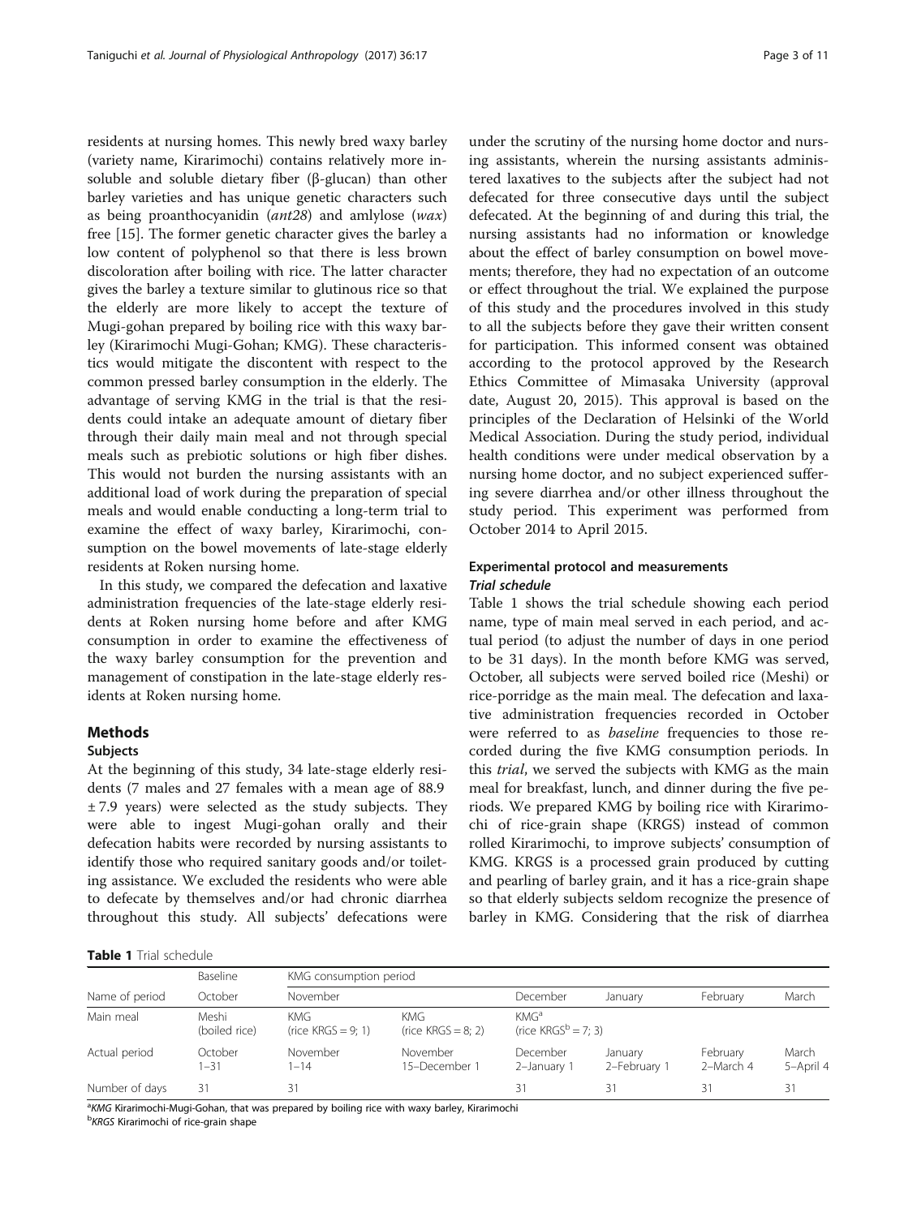residents at nursing homes. This newly bred waxy barley (variety name, Kirarimochi) contains relatively more insoluble and soluble dietary fiber (β-glucan) than other barley varieties and has unique genetic characters such as being proanthocyanidin (*ant28*) and amlylose (*wax*) free [15]. The former genetic character gives the barley a low content of polyphenol so that there is less brown discoloration after boiling with rice. The latter character gives the barley a texture similar to glutinous rice so that the elderly are more likely to accept the texture of Mugi-gohan prepared by boiling rice with this waxy barley (Kirarimochi Mugi-Gohan; KMG). These characteristics would mitigate the discontent with respect to the common pressed barley consumption in the elderly. The advantage of serving KMG in the trial is that the residents could intake an adequate amount of dietary fiber through their daily main meal and not through special meals such as prebiotic solutions or high fiber dishes. This would not burden the nursing assistants with an additional load of work during the preparation of special meals and would enable conducting a long-term trial to examine the effect of waxy barley, Kirarimochi, consumption on the bowel movements of late-stage elderly residents at Roken nursing home.

In this study, we compared the defecation and laxative administration frequencies of the late-stage elderly residents at Roken nursing home before and after KMG consumption in order to examine the effectiveness of the waxy barley consumption for the prevention and management of constipation in the late-stage elderly residents at Roken nursing home.

## Methods

### Subjects

At the beginning of this study, 34 late-stage elderly residents (7 males and 27 females with a mean age of 88.9 ± 7.9 years) were selected as the study subjects. They were able to ingest Mugi-gohan orally and their defecation habits were recorded by nursing assistants to identify those who required sanitary goods and/or toileting assistance. We excluded the residents who were able to defecate by themselves and/or had chronic diarrhea throughout this study. All subjects' defecations were under the scrutiny of the nursing home doctor and nursing assistants, wherein the nursing assistants administered laxatives to the subjects after the subject had not defecated for three consecutive days until the subject defecated. At the beginning of and during this trial, the nursing assistants had no information or knowledge about the effect of barley consumption on bowel movements; therefore, they had no expectation of an outcome or effect throughout the trial. We explained the purpose of this study and the procedures involved in this study to all the subjects before they gave their written consent for participation. This informed consent was obtained according to the protocol approved by the Research Ethics Committee of Mimasaka University (approval date, August 20, 2015). This approval is based on the principles of the Declaration of Helsinki of the World Medical Association. During the study period, individual health conditions were under medical observation by a nursing home doctor, and no subject experienced suffering severe diarrhea and/or other illness throughout the study period. This experiment was performed from October 2014 to April 2015.

### Experimental protocol and measurements

#### Trial schedule

Table 1 shows the trial schedule showing each period name, type of main meal served in each period, and actual period (to adjust the number of days in one period to be 31 days). In the month before KMG was served, October, all subjects were served boiled rice (Meshi) or rice-porridge as the main meal. The defecation and laxative administration frequencies recorded in October were referred to as *baseline* frequencies to those recorded during the five KMG consumption periods. In this *trial*, we served the subjects with KMG as the main meal for breakfast, lunch, and dinner during the five periods. We prepared KMG by boiling rice with Kirarimochi of rice-grain shape (KRGS) instead of common rolled Kirarimochi, to improve subjects' consumption of KMG. KRGS is a processed grain produced by cutting and pearling of barley grain, and it has a rice-grain shape so that elderly subjects seldom recognize the presence of barley in KMG. Considering that the risk of diarrhea

**Table 1** Trial schedule

| | Baseline | KMG consumption period | | | | | |
|---|---|---|---|---|---|---|---|
| Name of period | October | November | | December | January | February | March |
| Main meal | Meshi (boiled rice) | KMG (rice KRGS = 9; 1) | KMG (rice KRGS = 8; 2) | KMG[a] (rice KRGS[b] = 7; 3) | | | |
| Actual period | October 1–31 | November 1–14 | November 15–December 1 | December 2–January 1 | January 2–February 1 | February 2–March 4 | March 5–April 4 |
| Number of days | 31 | 31 | | 31 | 31 | 31 | 31 |

[a]*KMG* Kirarimochi-Mugi-Gohan, that was prepared by boiling rice with waxy barley, Kirarimochi
[b]*KRGS* Kirarimochi of rice-grain shape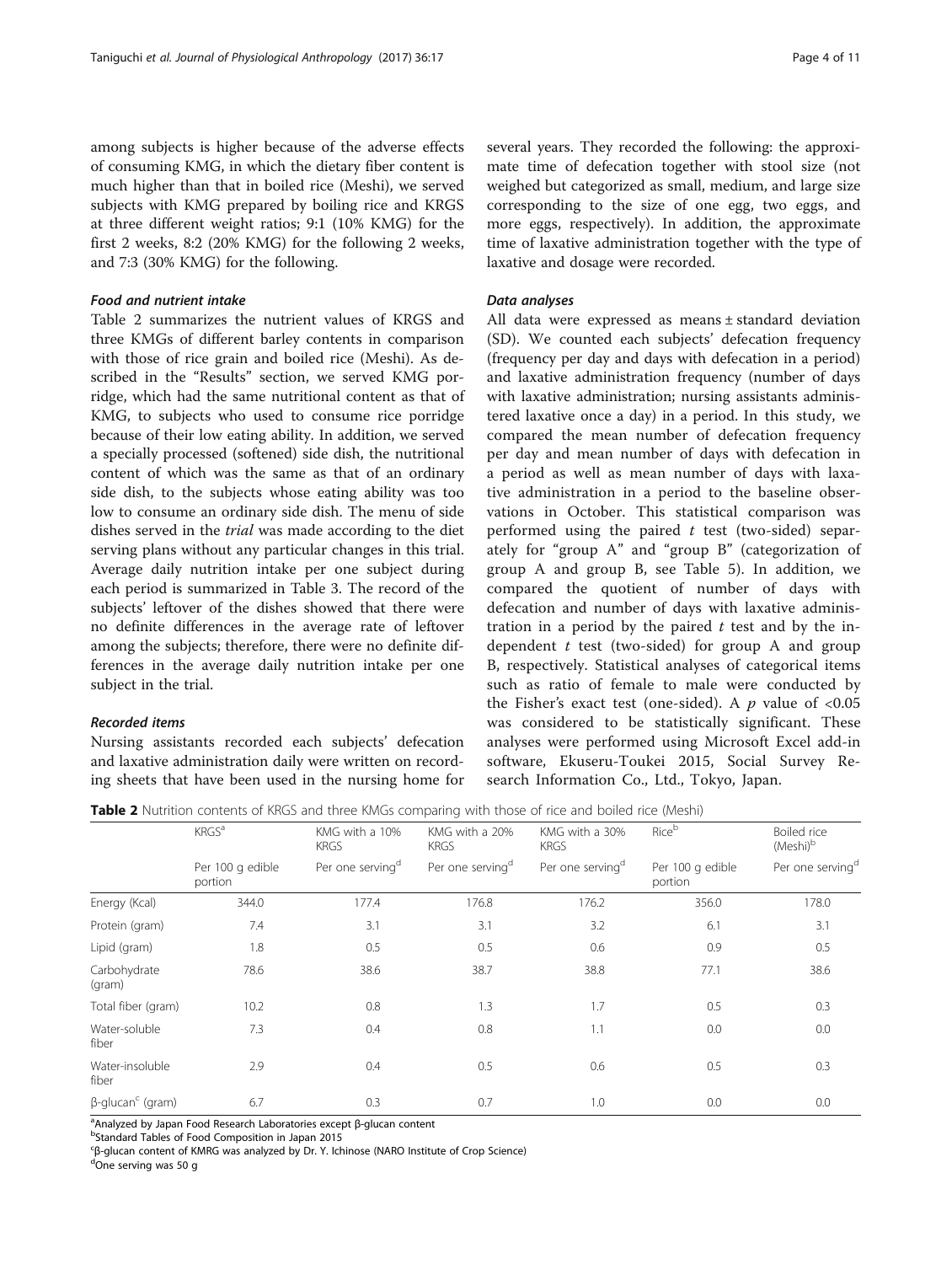among subjects is higher because of the adverse effects of consuming KMG, in which the dietary fiber content is much higher than that in boiled rice (Meshi), we served subjects with KMG prepared by boiling rice and KRGS at three different weight ratios; 9:1 (10% KMG) for the first 2 weeks, 8:2 (20% KMG) for the following 2 weeks, and 7:3 (30% KMG) for the following.

#### Food and nutrient intake

Table 2 summarizes the nutrient values of KRGS and three KMGs of different barley contents in comparison with those of rice grain and boiled rice (Meshi). As described in the "Results" section, we served KMG porridge, which had the same nutritional content as that of KMG, to subjects who used to consume rice porridge because of their low eating ability. In addition, we served a specially processed (softened) side dish, the nutritional content of which was the same as that of an ordinary side dish, to the subjects whose eating ability was too low to consume an ordinary side dish. The menu of side dishes served in the *trial* was made according to the diet serving plans without any particular changes in this trial. Average daily nutrition intake per one subject during each period is summarized in Table 3. The record of the subjects' leftover of the dishes showed that there were no definite differences in the average rate of leftover among the subjects; therefore, there were no definite differences in the average daily nutrition intake per one subject in the trial.

#### Recorded items

Nursing assistants recorded each subjects' defecation and laxative administration daily were written on recording sheets that have been used in the nursing home for several years. They recorded the following: the approximate time of defecation together with stool size (not weighed but categorized as small, medium, and large size corresponding to the size of one egg, two eggs, and more eggs, respectively). In addition, the approximate time of laxative administration together with the type of laxative and dosage were recorded.

#### Data analyses

All data were expressed as means ± standard deviation (SD). We counted each subjects' defecation frequency (frequency per day and days with defecation in a period) and laxative administration frequency (number of days with laxative administration; nursing assistants administered laxative once a day) in a period. In this study, we compared the mean number of defecation frequency per day and mean number of days with defecation in a period as well as mean number of days with laxative administration in a period to the baseline observations in October. This statistical comparison was performed using the paired $t$ test (two-sided) separately for "group A" and "group B" (categorization of group A and group B, see Table 5). In addition, we compared the quotient of number of days with defecation and number of days with laxative administration in a period by the paired $t$ test and by the independent $t$ test (two-sided) for group A and group B, respectively. Statistical analyses of categorical items such as ratio of female to male were conducted by the Fisher's exact test (one-sided). A $p$ value of <0.05 was considered to be statistically significant. These analyses were performed using Microsoft Excel add-in software, Ekuseru-Toukei 2015, Social Survey Research Information Co., Ltd., Tokyo, Japan.

**Table 2** Nutrition contents of KRGS and three KMGs comparing with those of rice and boiled rice (Meshi)

| | KRGS[a] | KMG with a 10% KRGS | KMG with a 20% KRGS | KMG with a 30% KRGS | Rice[b] | Boiled rice (Meshi)[b] |
|---|---|---|---|---|---|---|
| | Per 100 g edible portion | Per one serving[d] | Per one serving[d] | Per one serving[d] | Per 100 g edible portion | Per one serving[d] |
| Energy (Kcal) | 344.0 | 177.4 | 176.8 | 176.2 | 356.0 | 178.0 |
| Protein (gram) | 7.4 | 3.1 | 3.1 | 3.2 | 6.1 | 3.1 |
| Lipid (gram) | 1.8 | 0.5 | 0.5 | 0.6 | 0.9 | 0.5 |
| Carbohydrate (gram) | 78.6 | 38.6 | 38.7 | 38.8 | 77.1 | 38.6 |
| Total fiber (gram) | 10.2 | 0.8 | 1.3 | 1.7 | 0.5 | 0.3 |
| Water-soluble fiber | 7.3 | 0.4 | 0.8 | 1.1 | 0.0 | 0.0 |
| Water-insoluble fiber | 2.9 | 0.4 | 0.5 | 0.6 | 0.5 | 0.3 |
| β-glucan[c] (gram) | 6.7 | 0.3 | 0.7 | 1.0 | 0.0 | 0.0 |

[a]Analyzed by Japan Food Research Laboratories except β-glucan content
[b]Standard Tables of Food Composition in Japan 2015
[c]β-glucan content of KMRG was analyzed by Dr. Y. Ichinose (NARO Institute of Crop Science)
[d]One serving was 50 g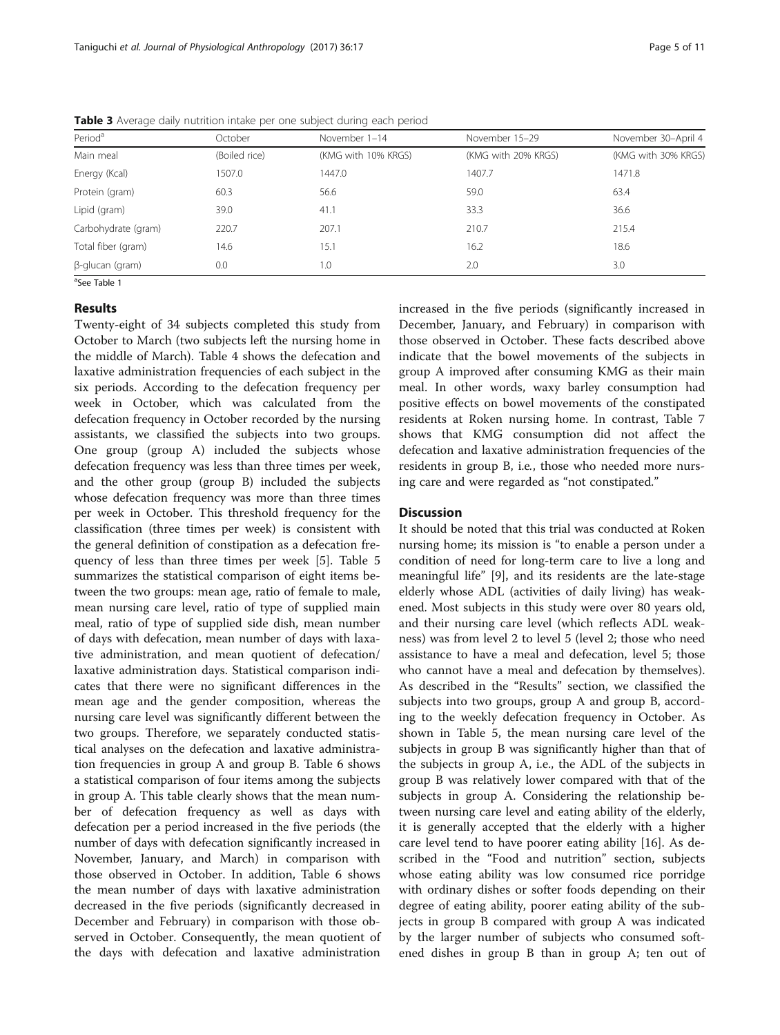**Table 3** Average daily nutrition intake per one subject during each period

| Period[a] | October | November 1–14 | November 15–29 | November 30–April 4 |
|---|---|---|---|---|
| Main meal | (Boiled rice) | (KMG with 10% KRGS) | (KMG with 20% KRGS) | (KMG with 30% KRGS) |
| Energy (Kcal) | 1507.0 | 1447.0 | 1407.7 | 1471.8 |
| Protein (gram) | 60.3 | 56.6 | 59.0 | 63.4 |
| Lipid (gram) | 39.0 | 41.1 | 33.3 | 36.6 |
| Carbohydrate (gram) | 220.7 | 207.1 | 210.7 | 215.4 |
| Total fiber (gram) | 14.6 | 15.1 | 16.2 | 18.6 |
| β-glucan (gram) | 0.0 | 1.0 | 2.0 | 3.0 |

[a]See Table 1

## Results

Twenty-eight of 34 subjects completed this study from October to March (two subjects left the nursing home in the middle of March). Table 4 shows the defecation and laxative administration frequencies of each subject in the six periods. According to the defecation frequency per week in October, which was calculated from the defecation frequency in October recorded by the nursing assistants, we classified the subjects into two groups. One group (group A) included the subjects whose defecation frequency was less than three times per week, and the other group (group B) included the subjects whose defecation frequency was more than three times per week in October. This threshold frequency for the classification (three times per week) is consistent with the general definition of constipation as a defecation frequency of less than three times per week [5]. Table 5 summarizes the statistical comparison of eight items between the two groups: mean age, ratio of female to male, mean nursing care level, ratio of type of supplied main meal, ratio of type of supplied side dish, mean number of days with defecation, mean number of days with laxative administration, and mean quotient of defecation/laxative administration days. Statistical comparison indicates that there were no significant differences in the mean age and the gender composition, whereas the nursing care level was significantly different between the two groups. Therefore, we separately conducted statistical analyses on the defecation and laxative administration frequencies in group A and group B. Table 6 shows a statistical comparison of four items among the subjects in group A. This table clearly shows that the mean number of defecation frequency as well as days with defecation per a period increased in the five periods (the number of days with defecation significantly increased in November, January, and March) in comparison with those observed in October. In addition, Table 6 shows the mean number of days with laxative administration decreased in the five periods (significantly decreased in December and February) in comparison with those observed in October. Consequently, the mean quotient of the days with defecation and laxative administration increased in the five periods (significantly increased in December, January, and February) in comparison with those observed in October. These facts described above indicate that the bowel movements of the subjects in group A improved after consuming KMG as their main meal. In other words, waxy barley consumption had positive effects on bowel movements of the constipated residents at Roken nursing home. In contrast, Table 7 shows that KMG consumption did not affect the defecation and laxative administration frequencies of the residents in group B, i.e., those who needed more nursing care and were regarded as "not constipated."

## Discussion

It should be noted that this trial was conducted at Roken nursing home; its mission is "to enable a person under a condition of need for long-term care to live a long and meaningful life" [9], and its residents are the late-stage elderly whose ADL (activities of daily living) has weakened. Most subjects in this study were over 80 years old, and their nursing care level (which reflects ADL weakness) was from level 2 to level 5 (level 2; those who need assistance to have a meal and defecation, level 5; those who cannot have a meal and defecation by themselves). As described in the "Results" section, we classified the subjects into two groups, group A and group B, according to the weekly defecation frequency in October. As shown in Table 5, the mean nursing care level of the subjects in group B was significantly higher than that of the subjects in group A, i.e., the ADL of the subjects in group B was relatively lower compared with that of the subjects in group A. Considering the relationship between nursing care level and eating ability of the elderly, it is generally accepted that the elderly with a higher care level tend to have poorer eating ability [16]. As described in the "Food and nutrition" section, subjects whose eating ability was low consumed rice porridge with ordinary dishes or softer foods depending on their degree of eating ability, poorer eating ability of the subjects in group B compared with group A was indicated by the larger number of subjects who consumed softened dishes in group B than in group A; ten out of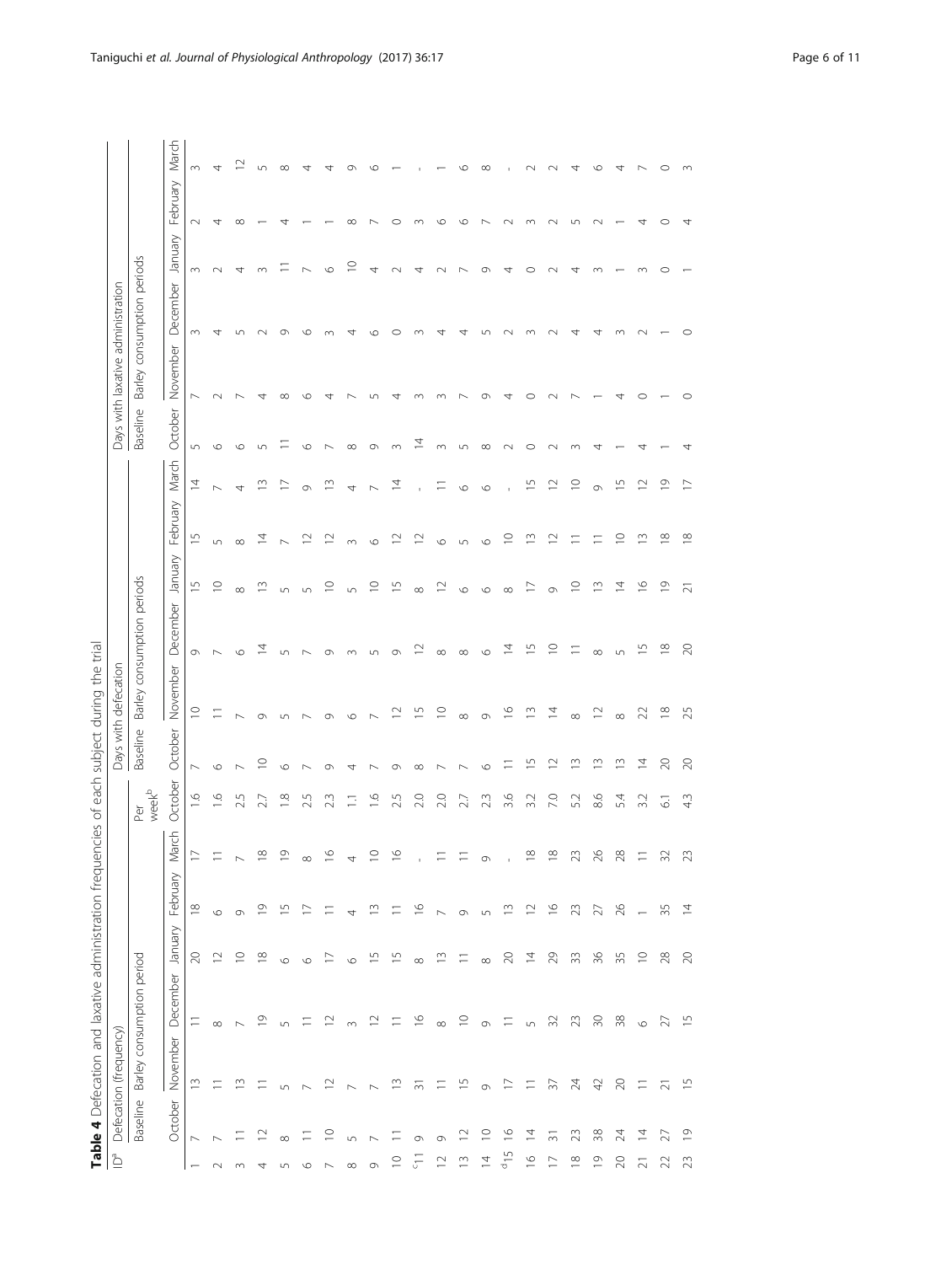**Table 4** Defecation and laxative administration frequencies of each subject during the trial

| ID[a] | Defecation (frequency) | | | | | | | Days with defecation | | | | | | Days with laxative administration | | | | | |
|---|---|---|---|---|---|---|---|---|---|---|---|---|---|---|---|---|---|---|---|
| | Baseline | Barley consumption period | | | | | Per week[b] | Baseline | Barley consumption periods | | | | | Baseline | Barley consumption periods | | | | |
| | October | November | December | January | February | March | October | October | November | December | January | February | March | October | November | December | January | February | March |
| 1 | 7 | 13 | 11 | 20 | 18 | 17 | 1.6 | 7 | 10 | 9 | 15 | 15 | 14 | 5 | 7 | 3 | 3 | 2 | 3 |
| 2 | 7 | 11 | 8 | 12 | 6 | 11 | 1.6 | 6 | 11 | 7 | 10 | 5 | 7 | 6 | 2 | 4 | 2 | 4 | 4 |
| 3 | 11 | 13 | 7 | 10 | 9 | 7 | 2.5 | 7 | 7 | 6 | 8 | 8 | 4 | 6 | 7 | 5 | 4 | 8 | 12 |
| 4 | 12 | 11 | 19 | 18 | 19 | 18 | 2.7 | 10 | 9 | 14 | 13 | 14 | 13 | 5 | 4 | 2 | 3 | 1 | 5 |
| 5 | 8 | 5 | 5 | 6 | 15 | 19 | 1.8 | 6 | 5 | 5 | 5 | 7 | 17 | 11 | 8 | 9 | 11 | 4 | 8 |
| 6 | 11 | 7 | 11 | 6 | 17 | 8 | 2.5 | 7 | 7 | 7 | 5 | 12 | 9 | 6 | 6 | 6 | 7 | 1 | 4 |
| 7 | 10 | 12 | 12 | 17 | 11 | 16 | 2.3 | 9 | 9 | 9 | 10 | 12 | 13 | 7 | 4 | 3 | 6 | 1 | 4 |
| 8 | 5 | 7 | 3 | 6 | 4 | 4 | 1.1 | 4 | 6 | 3 | 5 | 3 | 4 | 8 | 7 | 4 | 10 | 8 | 9 |
| 9 | 7 | 7 | 12 | 15 | 13 | 10 | 1.6 | 7 | 7 | 5 | 10 | 6 | 7 | 9 | 5 | 6 | 4 | 7 | 6 |
| 10 | 11 | 13 | 11 | 15 | 11 | 16 | 2.5 | 9 | 12 | 9 | 15 | 12 | 14 | 3 | 4 | 0 | 2 | 0 | 1 |
| [c]11 | 9 | 31 | 16 | 8 | 16 | - | 2.0 | 8 | 15 | 12 | 8 | 12 | - | 14 | 3 | 3 | 4 | 3 | - |
| 12 | 9 | 11 | 8 | 13 | 7 | 11 | 2.0 | 7 | 10 | 8 | 12 | 6 | 11 | 3 | 3 | 4 | 2 | 6 | 1 |
| 13 | 12 | 15 | 10 | 11 | 9 | 11 | 2.7 | 7 | 8 | 8 | 6 | 5 | 6 | 5 | 7 | 4 | 7 | 6 | 6 |
| 14 | 10 | 9 | 9 | 8 | 5 | 9 | 2.3 | 6 | 9 | 6 | 6 | 6 | 6 | 8 | 9 | 5 | 9 | 7 | 8 |
| [d]15 | 16 | 17 | 11 | 20 | 13 | - | 3.6 | 11 | 16 | 14 | 8 | 10 | - | 2 | 4 | 2 | 4 | 2 | - |
| 16 | 14 | 11 | 5 | 14 | 12 | 18 | 3.2 | 15 | 13 | 15 | 17 | 13 | 15 | 0 | 0 | 3 | 0 | 3 | 2 |
| 17 | 31 | 37 | 32 | 29 | 16 | 18 | 7.0 | 12 | 14 | 10 | 9 | 12 | 12 | 2 | 2 | 2 | 2 | 2 | 2 |
| 18 | 23 | 24 | 23 | 33 | 23 | 23 | 5.2 | 13 | 8 | 11 | 10 | 11 | 10 | 3 | 7 | 4 | 4 | 5 | 4 |
| 19 | 38 | 42 | 30 | 36 | 27 | 26 | 8.6 | 13 | 12 | 8 | 13 | 11 | 9 | 4 | 1 | 4 | 3 | 2 | 6 |
| 20 | 24 | 20 | 38 | 35 | 26 | 28 | 5.4 | 13 | 8 | 5 | 14 | 10 | 15 | 1 | 4 | 3 | 1 | 1 | 4 |
| 21 | 14 | 11 | 6 | 10 | 1 | 11 | 3.2 | 14 | 22 | 15 | 16 | 13 | 12 | 4 | 0 | 2 | 3 | 4 | 7 |
| 22 | 27 | 21 | 27 | 28 | 35 | 32 | 6.1 | 20 | 18 | 18 | 19 | 18 | 19 | 1 | 1 | 1 | 0 | 0 | 0 |
| 23 | 19 | 15 | 15 | 20 | 14 | 23 | 4.3 | 20 | 25 | 20 | 21 | 18 | 17 | 4 | 0 | 0 | 1 | 4 | 3 |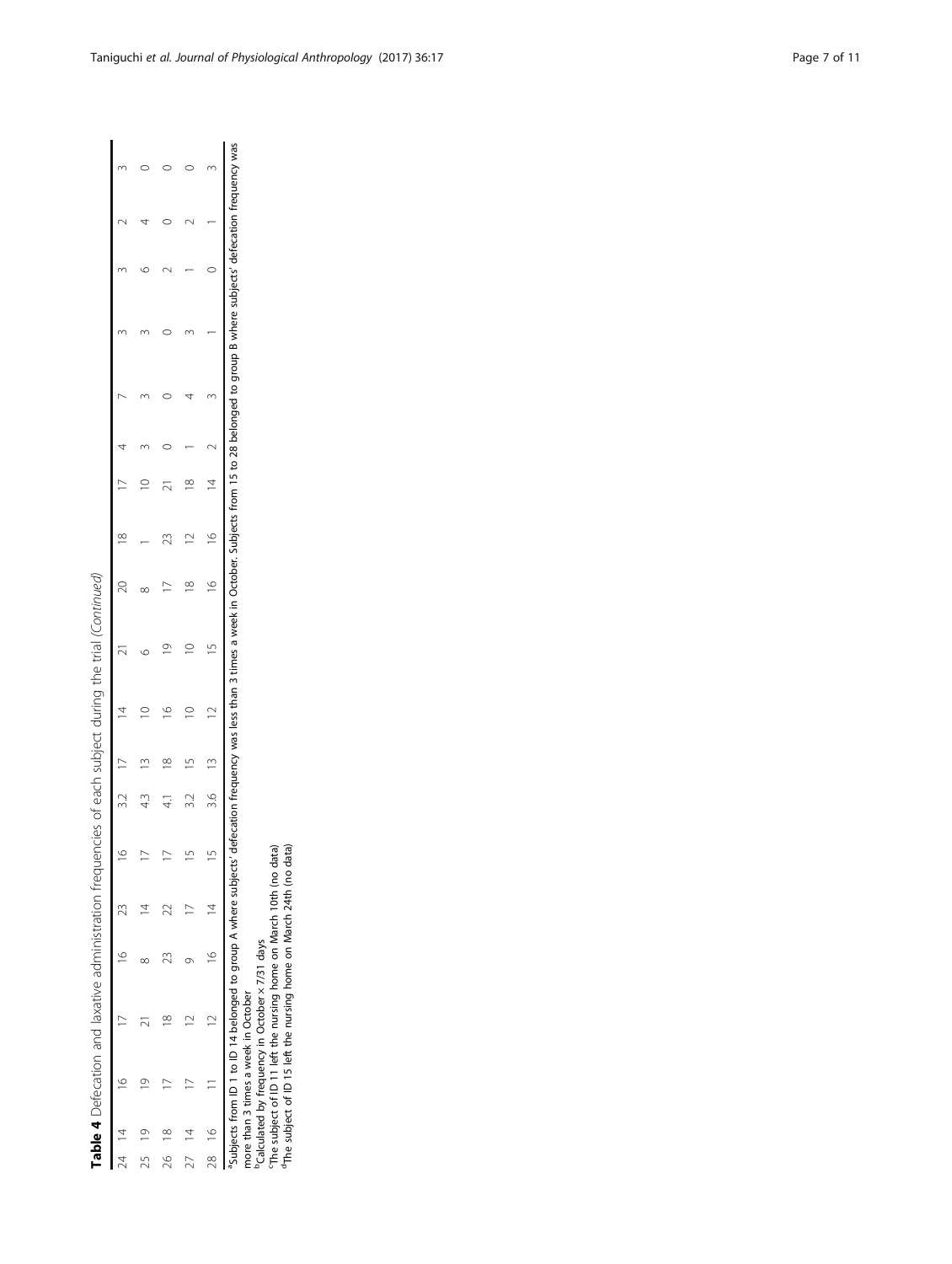**Table 4** Defecation and laxative administration frequencies of each subject during the trial *(Continued)*

| | | | | | | | | | | | | | | | | | |
|---|---|---|---|---|---|---|---|---|---|---|---|---|---|---|---|---|---|
| 24 | 14 | 16 | 17 | 16 | 23 | 16 | 3.2 | 17 | 14 | 21 | 20 | 18 | 17 | 4 | 7 | 3 | 3 | 2 | 3 |
| 25 | 19 | 19 | 21 | 8 | 14 | 17 | 4.3 | 13 | 10 | 6 | 8 | 1 | 10 | 3 | 3 | 3 | 6 | 4 | 0 |
| 26 | 18 | 17 | 18 | 23 | 22 | 17 | 4.1 | 18 | 16 | 19 | 17 | 23 | 21 | 0 | 0 | 0 | 2 | 0 | 0 |
| 27 | 14 | 17 | 12 | 9 | 17 | 15 | 3.2 | 15 | 10 | 10 | 18 | 12 | 18 | 1 | 4 | 3 | 1 | 2 | 0 |
| 28 | 16 | 11 | 12 | 16 | 14 | 15 | 3.6 | 13 | 12 | 15 | 16 | 16 | 14 | 2 | 3 | 1 | 0 | 1 | 3 |

[a]Subjects from ID 1 to ID 14 belonged to group A where subjects' defecation frequency was less than 3 times a week in October. Subjects from 15 to 28 belonged to group B where subjects' defecation frequency was more than 3 times a week in October

[b]Calculated by frequency in October × 7/31 days

[c]The subject of ID 11 left the nursing home on March 10th (no data)

[d]The subject of ID 15 left the nursing home on March 24th (no data)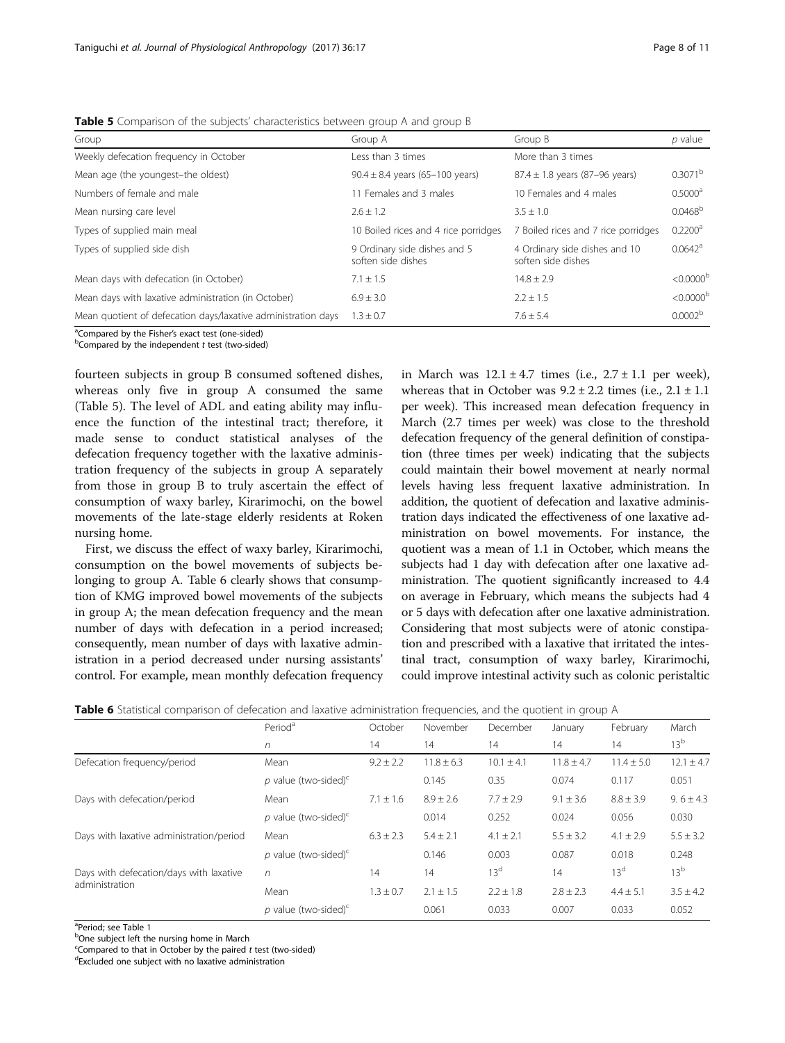**Table 5** Comparison of the subjects' characteristics between group A and group B

| Group | Group A | Group B | *p* value |
|---|---|---|---|
| Weekly defecation frequency in October | Less than 3 times | More than 3 times | |
| Mean age (the youngest–the oldest) | 90.4 ± 8.4 years (65–100 years) | 87.4 ± 1.8 years (87–96 years) | 0.3071[b] |
| Numbers of female and male | 11 Females and 3 males | 10 Females and 4 males | 0.5000[a] |
| Mean nursing care level | 2.6 ± 1.2 | 3.5 ± 1.0 | 0.0468[b] |
| Types of supplied main meal | 10 Boiled rices and 4 rice porridges | 7 Boiled rices and 7 rice porridges | 0.2200[a] |
| Types of supplied side dish | 9 Ordinary side dishes and 5 soften side dishes | 4 Ordinary side dishes and 10 soften side dishes | 0.0642[a] |
| Mean days with defecation (in October) | 7.1 ± 1.5 | 14.8 ± 2.9 | <0.0000[b] |
| Mean days with laxative administration (in October) | 6.9 ± 3.0 | 2.2 ± 1.5 | <0.0000[b] |
| Mean quotient of defecation days/laxative administration days | 1.3 ± 0.7 | 7.6 ± 5.4 | 0.0002[b] |

[a]Compared by the Fisher's exact test (one-sided)
[b]Compared by the independent *t* test (two-sided)

fourteen subjects in group B consumed softened dishes, whereas only five in group A consumed the same (Table 5). The level of ADL and eating ability may influence the function of the intestinal tract; therefore, it made sense to conduct statistical analyses of the defecation frequency together with the laxative administration frequency of the subjects in group A separately from those in group B to truly ascertain the effect of consumption of waxy barley, Kirarimochi, on the bowel movements of the late-stage elderly residents at Roken nursing home.

First, we discuss the effect of waxy barley, Kirarimochi, consumption on the bowel movements of subjects belonging to group A. Table 6 clearly shows that consumption of KMG improved bowel movements of the subjects in group A; the mean defecation frequency and the mean number of days with defecation in a period increased; consequently, mean number of days with laxative administration in a period decreased under nursing assistants' control. For example, mean monthly defecation frequency in March was 12.1 ± 4.7 times (i.e., 2.7 ± 1.1 per week), whereas that in October was 9.2 ± 2.2 times (i.e., 2.1 ± 1.1 per week). This increased mean defecation frequency in March (2.7 times per week) was close to the threshold defecation frequency of the general definition of constipation (three times per week) indicating that the subjects could maintain their bowel movement at nearly normal levels having less frequent laxative administration. In addition, the quotient of defecation and laxative administration days indicated the effectiveness of one laxative administration on bowel movements. For instance, the quotient was a mean of 1.1 in October, which means the subjects had 1 day with defecation after one laxative administration. The quotient significantly increased to 4.4 on average in February, which means the subjects had 4 or 5 days with defecation after one laxative administration. Considering that most subjects were of atonic constipation and prescribed with a laxative that irritated the intestinal tract, consumption of waxy barley, Kirarimochi, could improve intestinal activity such as colonic peristaltic

**Table 6** Statistical comparison of defecation and laxative administration frequencies, and the quotient in group A

| | Period[a] | October | November | December | January | February | March |
|---|---|---|---|---|---|---|---|
| | *n* | 14 | 14 | 14 | 14 | 14 | 13[b] |
| Defecation frequency/period | Mean | 9.2 ± 2.2 | 11.8 ± 6.3 | 10.1 ± 4.1 | 11.8 ± 4.7 | 11.4 ± 5.0 | 12.1 ± 4.7 |
| | *p* value (two-sided)[c] | | 0.145 | 0.35 | 0.074 | 0.117 | 0.051 |
| Days with defecation/period | Mean | 7.1 ± 1.6 | 8.9 ± 2.6 | 7.7 ± 2.9 | 9.1 ± 3.6 | 8.8 ± 3.9 | 9. 6 ± 4.3 |
| | *p* value (two-sided)[c] | | 0.014 | 0.252 | 0.024 | 0.056 | 0.030 |
| Days with laxative administration/period | Mean | 6.3 ± 2.3 | 5.4 ± 2.1 | 4.1 ± 2.1 | 5.5 ± 3.2 | 4.1 ± 2.9 | 5.5 ± 3.2 |
| | *p* value (two-sided)[c] | | 0.146 | 0.003 | 0.087 | 0.018 | 0.248 |
| Days with defecation/days with laxative administration | *n* | 14 | 14 | 13[d] | 14 | 13[d] | 13[b] |
| | Mean | 1.3 ± 0.7 | 2.1 ± 1.5 | 2.2 ± 1.8 | 2.8 ± 2.3 | 4.4 ± 5.1 | 3.5 ± 4.2 |
| | *p* value (two-sided)[c] | | 0.061 | 0.033 | 0.007 | 0.033 | 0.052 |

[a]Period; see Table 1
[b]One subject left the nursing home in March
[c]Compared to that in October by the paired *t* test (two-sided)
[d]Excluded one subject with no laxative administration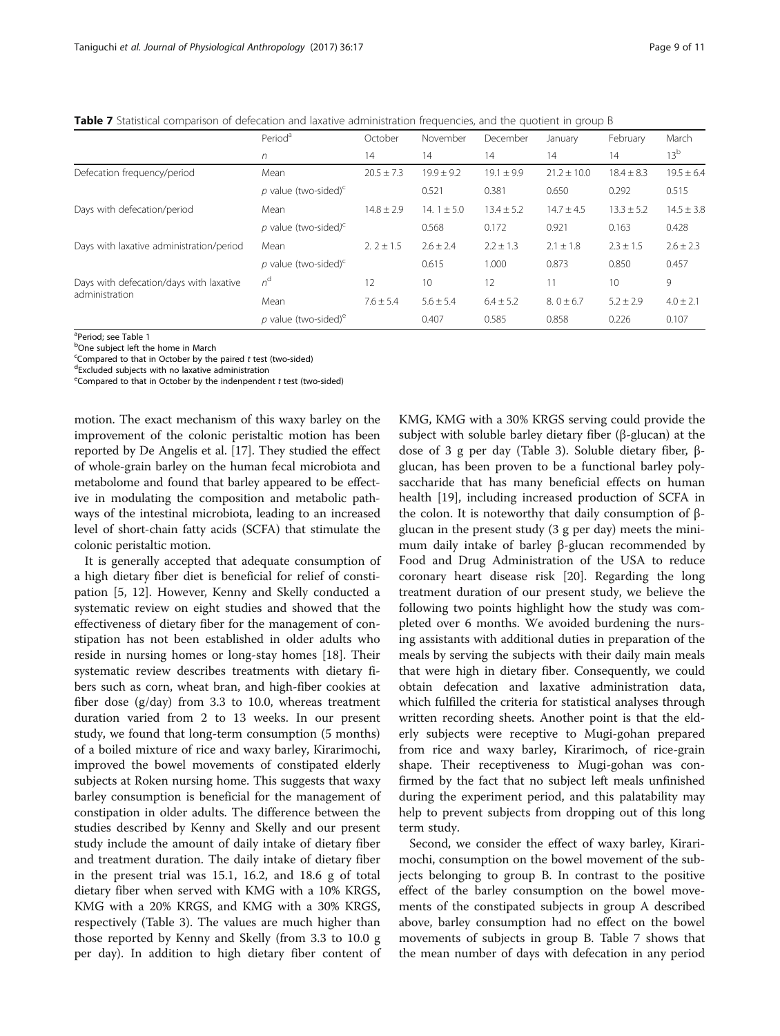**Table 7** Statistical comparison of defecation and laxative administration frequencies, and the quotient in group B

| | Period[a] | October | November | December | January | February | March |
|---|---|---|---|---|---|---|---|
| | $n$ | 14 | 14 | 14 | 14 | 14 | 13[b] |
| Defecation frequency/period | Mean | 20.5 ± 7.3 | 19.9 ± 9.2 | 19.1 ± 9.9 | 21.2 ± 10.0 | 18.4 ± 8.3 | 19.5 ± 6.4 |
| | $p$ value (two-sided)[c] | | 0.521 | 0.381 | 0.650 | 0.292 | 0.515 |
| Days with defecation/period | Mean | 14.8 ± 2.9 | 14. 1 ± 5.0 | 13.4 ± 5.2 | 14.7 ± 4.5 | 13.3 ± 5.2 | 14.5 ± 3.8 |
| | $p$ value (two-sided)[c] | | 0.568 | 0.172 | 0.921 | 0.163 | 0.428 |
| Days with laxative administration/period | Mean | 2. 2 ± 1.5 | 2.6 ± 2.4 | 2.2 ± 1.3 | 2.1 ± 1.8 | 2.3 ± 1.5 | 2.6 ± 2.3 |
| | $p$ value (two-sided)[c] | | 0.615 | 1.000 | 0.873 | 0.850 | 0.457 |
| Days with defecation/days with laxative administration | $n$[d] | 12 | 10 | 12 | 11 | 10 | 9 |
| | Mean | 7.6 ± 5.4 | 5.6 ± 5.4 | 6.4 ± 5.2 | 8. 0 ± 6.7 | 5.2 ± 2.9 | 4.0 ± 2.1 |
| | $p$ value (two-sided)[e] | | 0.407 | 0.585 | 0.858 | 0.226 | 0.107 |

[a]Period; see Table 1
[b]One subject left the home in March
[c]Compared to that in October by the paired $t$ test (two-sided)
[d]Excluded subjects with no laxative administration
[e]Compared to that in October by the indenpendent $t$ test (two-sided)

motion. The exact mechanism of this waxy barley on the improvement of the colonic peristaltic motion has been reported by De Angelis et al. [17]. They studied the effect of whole-grain barley on the human fecal microbiota and metabolome and found that barley appeared to be effective in modulating the composition and metabolic pathways of the intestinal microbiota, leading to an increased level of short-chain fatty acids (SCFA) that stimulate the colonic peristaltic motion.

It is generally accepted that adequate consumption of a high dietary fiber diet is beneficial for relief of constipation [5, 12]. However, Kenny and Skelly conducted a systematic review on eight studies and showed that the effectiveness of dietary fiber for the management of constipation has not been established in older adults who reside in nursing homes or long-stay homes [18]. Their systematic review describes treatments with dietary fibers such as corn, wheat bran, and high-fiber cookies at fiber dose (g/day) from 3.3 to 10.0, whereas treatment duration varied from 2 to 13 weeks. In our present study, we found that long-term consumption (5 months) of a boiled mixture of rice and waxy barley, Kirarimochi, improved the bowel movements of constipated elderly subjects at Roken nursing home. This suggests that waxy barley consumption is beneficial for the management of constipation in older adults. The difference between the studies described by Kenny and Skelly and our present study include the amount of daily intake of dietary fiber and treatment duration. The daily intake of dietary fiber in the present trial was 15.1, 16.2, and 18.6 g of total dietary fiber when served with KMG with a 10% KRGS, KMG with a 20% KRGS, and KMG with a 30% KRGS, respectively (Table 3). The values are much higher than those reported by Kenny and Skelly (from 3.3 to 10.0 g per day). In addition to high dietary fiber content of KMG, KMG with a 30% KRGS serving could provide the subject with soluble barley dietary fiber (β-glucan) at the dose of 3 g per day (Table 3). Soluble dietary fiber, β-glucan, has been proven to be a functional barley polysaccharide that has many beneficial effects on human health [19], including increased production of SCFA in the colon. It is noteworthy that daily consumption of β-glucan in the present study (3 g per day) meets the minimum daily intake of barley β-glucan recommended by Food and Drug Administration of the USA to reduce coronary heart disease risk [20]. Regarding the long treatment duration of our present study, we believe the following two points highlight how the study was completed over 6 months. We avoided burdening the nursing assistants with additional duties in preparation of the meals by serving the subjects with their daily main meals that were high in dietary fiber. Consequently, we could obtain defecation and laxative administration data, which fulfilled the criteria for statistical analyses through written recording sheets. Another point is that the elderly subjects were receptive to Mugi-gohan prepared from rice and waxy barley, Kirarimoch, of rice-grain shape. Their receptiveness to Mugi-gohan was confirmed by the fact that no subject left meals unfinished during the experiment period, and this palatability may help to prevent subjects from dropping out of this long term study.

Second, we consider the effect of waxy barley, Kirarimochi, consumption on the bowel movement of the subjects belonging to group B. In contrast to the positive effect of the barley consumption on the bowel movements of the constipated subjects in group A described above, barley consumption had no effect on the bowel movements of subjects in group B. Table 7 shows that the mean number of days with defecation in any period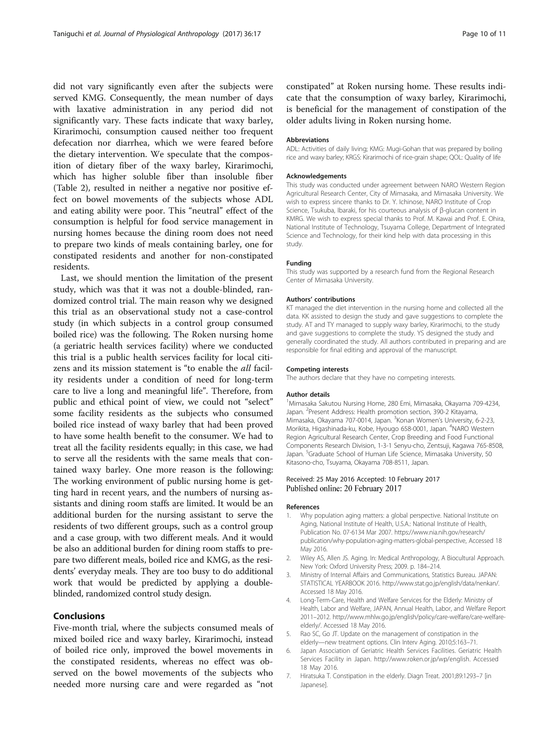did not vary significantly even after the subjects were served KMG. Consequently, the mean number of days with laxative administration in any period did not significantly vary. These facts indicate that waxy barley, Kirarimochi, consumption caused neither too frequent defecation nor diarrhea, which we were feared before the dietary intervention. We speculate that the composition of dietary fiber of the waxy barley, Kirarimochi, which has higher soluble fiber than insoluble fiber (Table 2), resulted in neither a negative nor positive effect on bowel movements of the subjects whose ADL and eating ability were poor. This "neutral" effect of the consumption is helpful for food service management in nursing homes because the dining room does not need to prepare two kinds of meals containing barley, one for constipated residents and another for non-constipated residents.

Last, we should mention the limitation of the present study, which was that it was not a double-blinded, randomized control trial. The main reason why we designed this trial as an observational study not a case-control study (in which subjects in a control group consumed boiled rice) was the following. The Roken nursing home (a geriatric health services facility) where we conducted this trial is a public health services facility for local citizens and its mission statement is "to enable the *all* facility residents under a condition of need for long-term care to live a long and meaningful life". Therefore, from public and ethical point of view, we could not "select" some facility residents as the subjects who consumed boiled rice instead of waxy barley that had been proved to have some health benefit to the consumer. We had to treat all the facility residents equally; in this case, we had to serve all the residents with the same meals that contained waxy barley. One more reason is the following: The working environment of public nursing home is getting hard in recent years, and the numbers of nursing assistants and dining room staffs are limited. It would be an additional burden for the nursing assistant to serve the residents of two different groups, such as a control group and a case group, with two different meals. And it would be also an additional burden for dining room staffs to prepare two different meals, boiled rice and KMG, as the residents' everyday meals. They are too busy to do additional work that would be predicted by applying a double-blinded, randomized control study design.

## Conclusions

Five-month trial, where the subjects consumed meals of mixed boiled rice and waxy barley, Kirarimochi, instead of boiled rice only, improved the bowel movements in the constipated residents, whereas no effect was observed on the bowel movements of the subjects who needed more nursing care and were regarded as "not constipated" at Roken nursing home. These results indicate that the consumption of waxy barley, Kirarimochi, is beneficial for the management of constipation of the older adults living in Roken nursing home.

#### Abbreviations

ADL: Activities of daily living; KMG: Mugi-Gohan that was prepared by boiling rice and waxy barley; KRGS: Kirarimochi of rice-grain shape; QOL: Quality of life

#### Acknowledgements

This study was conducted under agreement between NARO Western Region Agricultural Research Center, City of Mimasaka, and Mimasaka University. We wish to express sincere thanks to Dr. Y. Ichinose, NARO Institute of Crop Science, Tsukuba, Ibaraki, for his courteous analysis of β-glucan content in KMRG. We wish to express special thanks to Prof. M. Kawai and Prof. E. Ohira, National Institute of Technology, Tsuyama College, Department of Integrated Science and Technology, for their kind help with data processing in this study.

#### Funding

This study was supported by a research fund from the Regional Research Center of Mimasaka University.

#### Authors' contributions

KT managed the diet intervention in the nursing home and collected all the data. KK assisted to design the study and gave suggestions to complete the study. AT and TY managed to supply waxy barley, Kirarimochi, to the study and gave suggestions to complete the study. YS designed the study and generally coordinated the study. All authors contributed in preparing and are responsible for final editing and approval of the manuscript.

#### Competing interests

The authors declare that they have no competing interests.

#### Author details

[1]Mimasaka Sakutou Nursing Home, 280 Emi, Mimasaka, Okayama 709-4234, Japan. [2]Present Address: Health promotion section, 390-2 Kitayama, Mimasaka, Okayama 707-0014, Japan. [3]Konan Women's University, 6-2-23, Morikita, Higashinada-ku, Kobe, Hyougo 658-0001, Japan. [4]NARO Western Region Agricultural Research Center, Crop Breeding and Food Functional Components Research Division, 1-3-1 Senyu-cho, Zentsuji, Kagawa 765-8508, Japan. [5]Graduate School of Human Life Science, Mimasaka University, 50 Kitasono-cho, Tsuyama, Okayama 708-8511, Japan.

Received: 25 May 2016 Accepted: 10 February 2017
Published online: 20 February 2017

#### References

1. Why population aging matters: a global perspective. National Institute on Aging, National Institute of Health, U.S.A.: National Institute of Health, Publication No. 07-6134 Mar 2007. https://www.nia.nih.gov/research/publication/why-population-aging-matters-global-perspective, Accessed 18 May 2016.
2. Wiley AS, Allen JS. Aging. In: Medical Anthropology, A Biocultural Approach. New York: Oxford University Press; 2009. p. 184–214.
3. Ministry of Internal Affairs and Communications, Statistics Bureau. JAPAN: STATISTICAL YEARBOOK 2016. http://www.stat.go.jp/english/data/nenkan/. Accessed 18 May 2016.
4. Long-Term-Care, Health and Welfare Services for the Elderly: Ministry of Health, Labor and Welfare, JAPAN, Annual Health, Labor, and Welfare Report 2011–2012. http://www.mhlw.go.jp/english/policy/care-welfare/care-welfare-elderly/. Accessed 18 May 2016.
5. Rao SC, Go JT. Update on the management of constipation in the elderly—new treatment options. Clin Interv Aging. 2010;5:163–71.
6. Japan Association of Geriatric Health Services Facilities. Geriatric Health Services Facility in Japan. http://www.roken.or.jp/wp/english. Accessed 18 May 2016.
7. Hiratsuka T. Constipation in the elderly. Diagn Treat. 2001;89:1293–7 [in Japanese].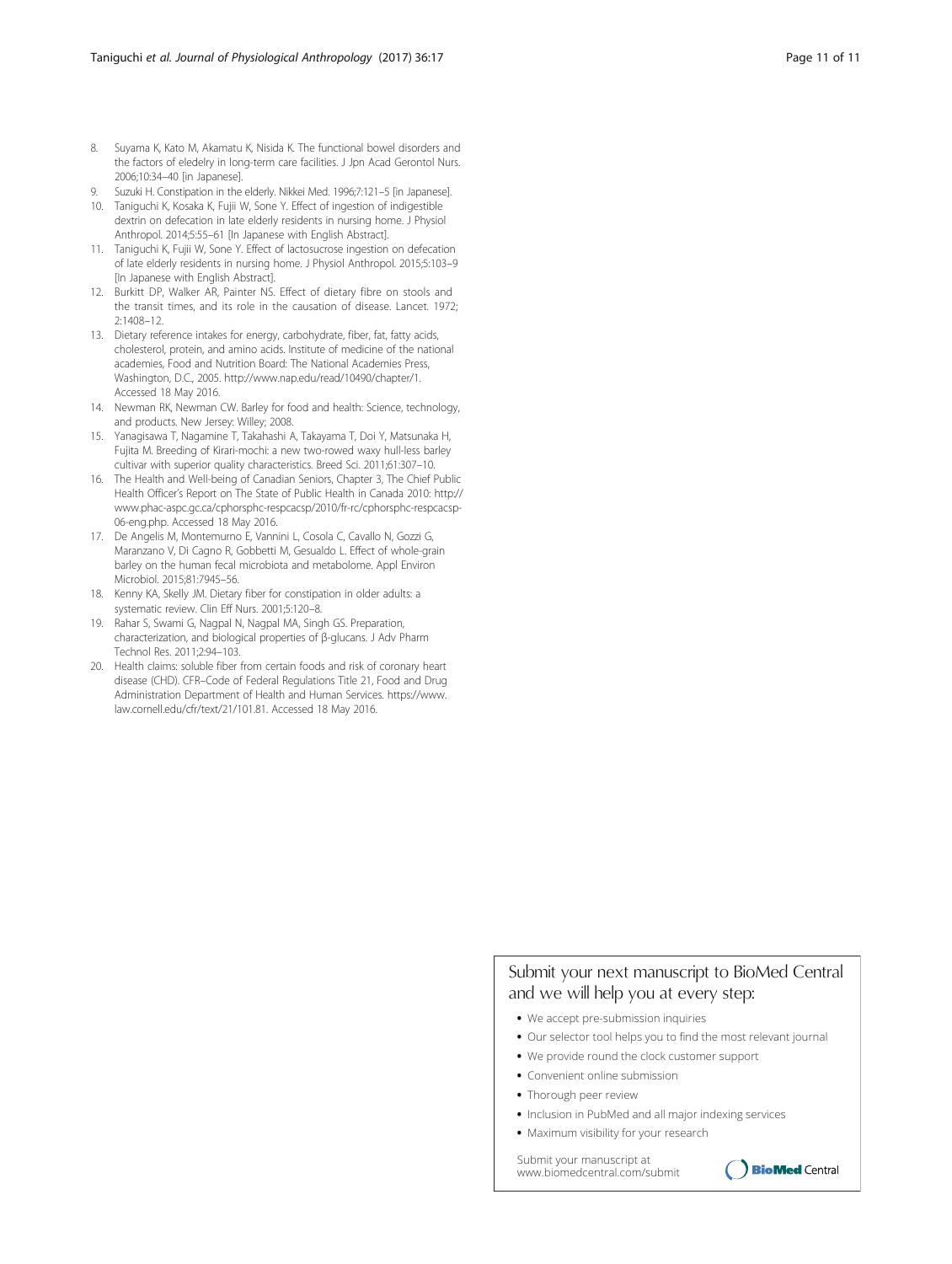8. Suyama K, Kato M, Akamatu K, Nisida K. The functional bowel disorders and the factors of eledelry in long-term care facilities. J Jpn Acad Gerontol Nurs. 2006;10:34–40 [in Japanese].
9. Suzuki H. Constipation in the elderly. Nikkei Med. 1996;7:121–5 [in Japanese].
10. Taniguchi K, Kosaka K, Fujii W, Sone Y. Effect of ingestion of indigestible dextrin on defecation in late elderly residents in nursing home. J Physiol Anthropol. 2014;5:55–61 [In Japanese with English Abstract].
11. Taniguchi K, Fujii W, Sone Y. Effect of lactosucrose ingestion on defecation of late elderly residents in nursing home. J Physiol Anthropol. 2015;5:103–9 [In Japanese with English Abstract].
12. Burkitt DP, Walker AR, Painter NS. Effect of dietary fibre on stools and the transit times, and its role in the causation of disease. Lancet. 1972; 2:1408–12.
13. Dietary reference intakes for energy, carbohydrate, fiber, fat, fatty acids, cholesterol, protein, and amino acids. Institute of medicine of the national academies, Food and Nutrition Board: The National Academies Press, Washington, D.C., 2005. http://www.nap.edu/read/10490/chapter/1. Accessed 18 May 2016.
14. Newman RK, Newman CW. Barley for food and health: Science, technology, and products. New Jersey: Willey; 2008.
15. Yanagisawa T, Nagamine T, Takahashi A, Takayama T, Doi Y, Matsunaka H, Fujita M. Breeding of Kirari-mochi: a new two-rowed waxy hull-less barley cultivar with superior quality characteristics. Breed Sci. 2011;61:307–10.
16. The Health and Well-being of Canadian Seniors, Chapter 3, The Chief Public Health Officer's Report on The State of Public Health in Canada 2010: http://www.phac-aspc.gc.ca/cphorsphc-respcacsp/2010/fr-rc/cphorsphc-respcacsp-06-eng.php. Accessed 18 May 2016.
17. De Angelis M, Montemurno E, Vannini L, Cosola C, Cavallo N, Gozzi G, Maranzano V, Di Cagno R, Gobbetti M, Gesualdo L. Effect of whole-grain barley on the human fecal microbiota and metabolome. Appl Environ Microbiol. 2015;81:7945–56.
18. Kenny KA, Skelly JM. Dietary fiber for constipation in older adults: a systematic review. Clin Eff Nurs. 2001;5:120–8.
19. Rahar S, Swami G, Nagpal N, Nagpal MA, Singh GS. Preparation, characterization, and biological properties of β-glucans. J Adv Pharm Technol Res. 2011;2:94–103.
20. Health claims: soluble fiber from certain foods and risk of coronary heart disease (CHD). CFR–Code of Federal Regulations Title 21, Food and Drug Administration Department of Health and Human Services. https://www.law.cornell.edu/cfr/text/21/101.81. Accessed 18 May 2016.

Submit your next manuscript to BioMed Central and we will help you at every step:

- We accept pre-submission inquiries
- Our selector tool helps you to find the most relevant journal
- We provide round the clock customer support
- Convenient online submission
- Thorough peer review
- Inclusion in PubMed and all major indexing services
- Maximum visibility for your research

Submit your manuscript at www.biomedcentral.com/submit

BioMed Central